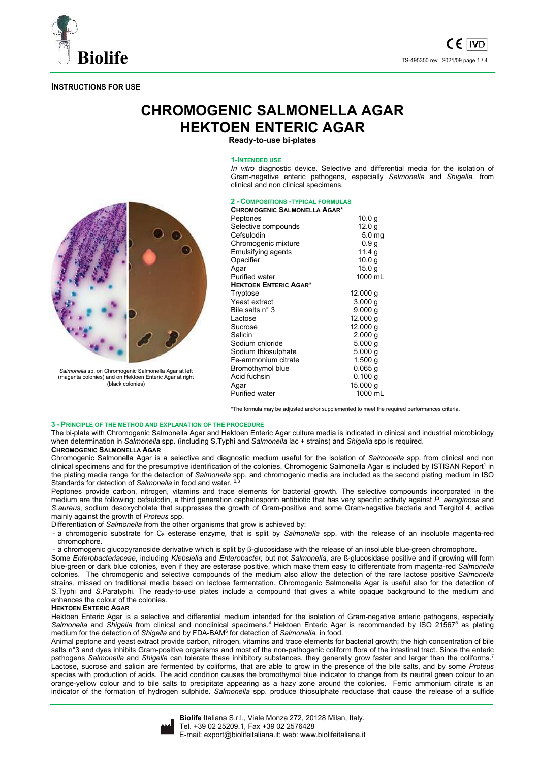**INSTRUCTIONS FOR USE**

# CHROMOGENIC SALMONELLA AGAR
# HEKTOEN ENTERIC AGAR

**Ready-to-use bi-plates**

*Salmonella* sp. on Chromogenic Salmonella Agar at left (magenta colonies) and on Hektoen Enteric Agar at right (black colonies)

## 1-INTENDED USE

*In vitro* diagnostic device. Selective and differential media for the isolation of Gram-negative enteric pathogens, especially *Salmonella* and *Shigella,* from clinical and non clinical specimens.

## 2 - COMPOSITIONS -TYPICAL FORMULAS

| **CHROMOGENIC SALMONELLA AGAR*** | |
|---|---|
| Peptones | 10.0 g |
| Selective compounds | 12.0 g |
| Cefsulodin | 5.0 mg |
| Chromogenic mixture | 0.9 g |
| Emulsifying agents | 11.4 g |
| Opacifier | 10.0 g |
| Agar | 15.0 g |
| Purified water | 1000 mL |
| **HEKTOEN ENTERIC AGAR*** | |
| Tryptose | 12.000 g |
| Yeast extract | 3.000 g |
| Bile salts n° 3 | 9.000 g |
| Lactose | 12.000 g |
| Sucrose | 12.000 g |
| Salicin | 2.000 g |
| Sodium chloride | 5.000 g |
| Sodium thiosulphate | 5.000 g |
| Fe-ammonium citrate | 1.500 g |
| Bromothymol blue | 0.065 g |
| Acid fuchsin | 0.100 g |
| Agar | 15.000 g |
| Purified water | 1000 mL |

*The formula may be adjusted and/or supplemented to meet the required performances criteria.

## 3 - PRINCIPLE OF THE METHOD AND EXPLANATION OF THE PROCEDURE

The bi-plate with Chromogenic Salmonella Agar and Hektoen Enteric Agar culture media is indicated in clinical and industrial microbiology when determination in *Salmonella* spp. (including S.Typhi and *Salmonella* lac + strains) and *Shigella* spp is required.

**CHROMOGENIC SALMONELLA AGAR**

Chromogenic Salmonella Agar is a selective and diagnostic medium useful for the isolation of *Salmonella* spp. from clinical and non clinical specimens and for the presumptive identification of the colonies. Chromogenic Salmonella Agar is included by ISTISAN Report[1] in the plating media range for the detection of *Salmonella* spp. and chromogenic media are included as the second plating medium in ISO Standards for detection of *Salmonella* in food and water. [2,3]

Peptones provide carbon, nitrogen, vitamins and trace elements for bacterial growth. The selective compounds incorporated in the medium are the following: cefsulodin, a third generation cephalosporin antibiotic that has very specific activity against *P. aeruginosa* and *S.aureus*, sodium desoxycholate that suppresses the growth of Gram-positive and some Gram-negative bacteria and Tergitol 4, active mainly against the growth of *Proteus* spp.

Differentiation of *Salmonella* from the other organisms that grow is achieved by:

- a chromogenic substrate for $C_8$ esterase enzyme*,* that is split by *Salmonella* spp. with the release of an insoluble magenta-red chromophore.
- a chromogenic glucopyranoside derivative which is split by β-glucosidase with the release of an insoluble blue-green chromophore.

Some *Enterobacteriaceae*, including *Klebsiella* and *Enterobacter,* but not *Salmonella*, are ß-glucosidase positive and if growing will form blue-green or dark blue colonies, even if they are esterase positive, which make them easy to differentiate from magenta-red *Salmonella* colonies. The chromogenic and selective compounds of the medium also allow the detection of the rare lactose positive *Salmonella* strains, missed on traditional media based on lactose fermentation. Chromogenic Salmonella Agar is useful also for the detection of *S*.Typhi and *S*.Paratyphi. The ready-to-use plates include a compound that gives a white opaque background to the medium and enhances the colour of the colonies.

**HEKTOEN ENTERIC AGAR**

Hektoen Enteric Agar is a selective and differential medium intended for the isolation of Gram-negative enteric pathogens, especially *Salmonella* and *Shigella* from clinical and nonclinical specimens.[4] Hektoen Enteric Agar is recommended by ISO 21567[5] as plating medium for the detection of *Shigella* and by FDA-BAM[6] for detection of *Salmonella,* in food.

Animal peptone and yeast extract provide carbon, nitrogen, vitamins and trace elements for bacterial growth; the high concentration of bile salts n°3 and dyes inhibits Gram-positive organisms and most of the non-pathogenic coliform flora of the intestinal tract. Since the enteric pathogens *Salmonella* and *Shigella* can tolerate these inhibitory substances, they generally grow faster and larger than the coliforms.[7] Lactose, sucrose and salicin are fermented by coliforms, that are able to grow in the presence of the bile salts, and by some *Proteus* species with production of acids. The acid condition causes the bromothymol blue indicator to change from its neutral green colour to an orange-yellow colour and to bile salts to precipitate appearing as a hazy zone around the colonies. Ferric ammonium citrate is an indicator of the formation of hydrogen sulphide*. Salmonella* spp. produce thiosulphate reductase that cause the release of a sulfide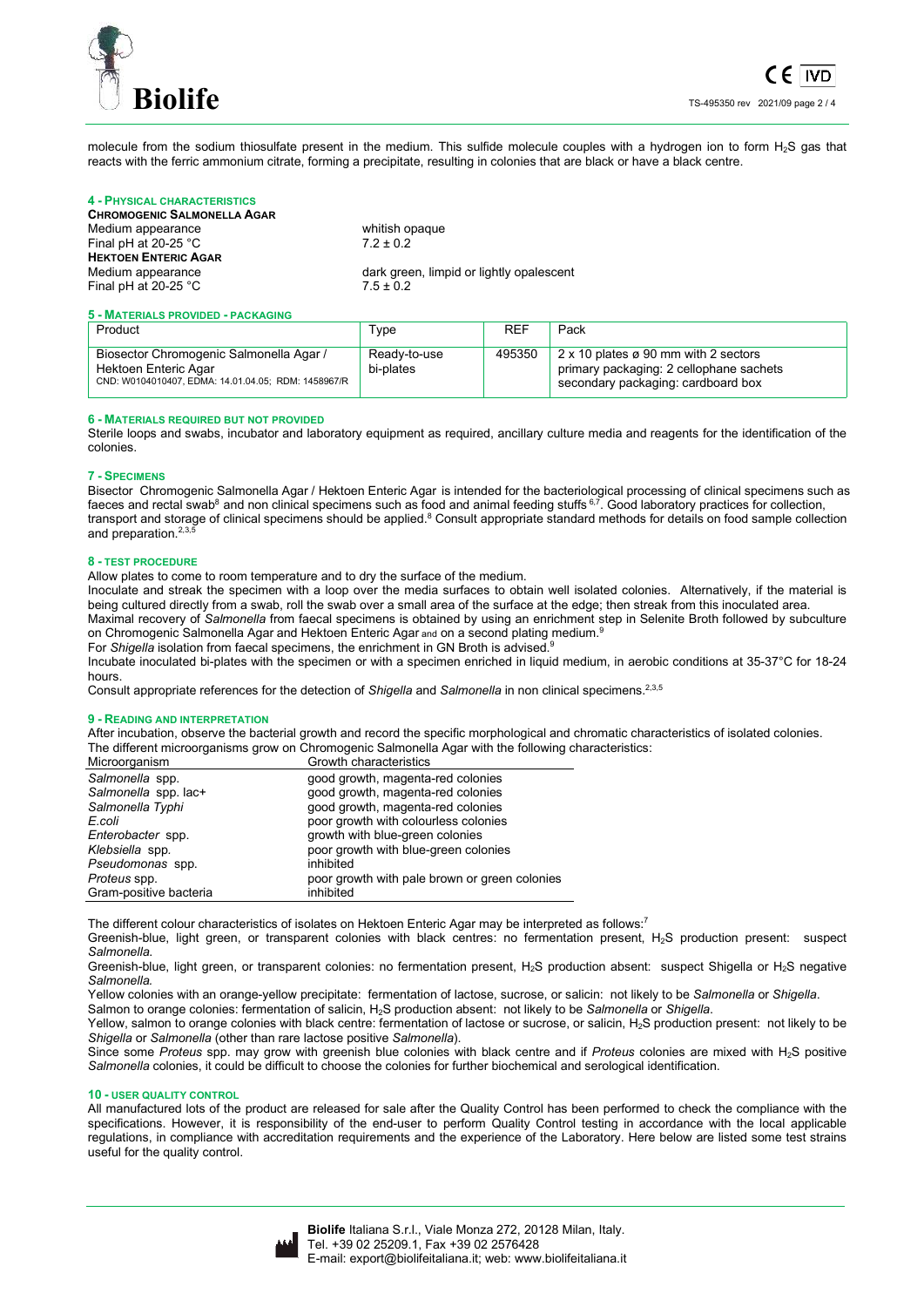molecule from the sodium thiosulfate present in the medium. This sulfide molecule couples with a hydrogen ion to form $H_2S$ gas that reacts with the ferric ammonium citrate, forming a precipitate, resulting in colonies that are black or have a black centre.

## 4 - PHYSICAL CHARACTERISTICS

**CHROMOGENIC SALMONELLA AGAR**

Medium appearance: whitish opaque
Final pH at 20-25 °C: 7.2 ± 0.2

**HEKTOEN ENTERIC AGAR**

Medium appearance: dark green, limpid or lightly opalescent
Final pH at 20-25 °C: 7.5 ± 0.2

## 5 - MATERIALS PROVIDED - PACKAGING

| Product | Type | REF | Pack |
|---|---|---|---|
| Biosector Chromogenic Salmonella Agar / Hektoen Enteric Agar<br>CND: W0104010407, EDMA: 14.01.04.05; RDM: 1458967/R | Ready-to-use bi-plates | 495350 | 2 x 10 plates ø 90 mm with 2 sectors<br>primary packaging: 2 cellophane sachets<br>secondary packaging: cardboard box |

## 6 - MATERIALS REQUIRED BUT NOT PROVIDED

Sterile loops and swabs, incubator and laboratory equipment as required, ancillary culture media and reagents for the identification of the colonies.

## 7 - SPECIMENS

Biosector Chromogenic Salmonella Agar / Hektoen Enteric Agar is intended for the bacteriological processing of clinical specimens such as faeces and rectal swab[8] and non clinical specimens such as food and animal feeding stuffs [6,7]. Good laboratory practices for collection, transport and storage of clinical specimens should be applied.[8] Consult appropriate standard methods for details on food sample collection and preparation.[2,3,5]

## 8 - TEST PROCEDURE

Allow plates to come to room temperature and to dry the surface of the medium.

Inoculate and streak the specimen with a loop over the media surfaces to obtain well isolated colonies. Alternatively, if the material is being cultured directly from a swab, roll the swab over a small area of the surface at the edge; then streak from this inoculated area.

Maximal recovery of *Salmonella* from faecal specimens is obtained by using an enrichment step in Selenite Broth followed by subculture on Chromogenic Salmonella Agar and Hektoen Enteric Agar and on a second plating medium.[9]

For *Shigella* isolation from faecal specimens, the enrichment in GN Broth is advised.[9]

Incubate inoculated bi-plates with the specimen or with a specimen enriched in liquid medium, in aerobic conditions at 35-37°C for 18-24 hours.

Consult appropriate references for the detection of *Shigella* and *Salmonella* in non clinical specimens.[2,3,5]

## 9 - READING AND INTERPRETATION

After incubation, observe the bacterial growth and record the specific morphological and chromatic characteristics of isolated colonies.

The different microorganisms grow on Chromogenic Salmonella Agar with the following characteristics:

| Microorganism | Growth characteristics |
|---|---|
| *Salmonella* spp. | good growth, magenta-red colonies |
| *Salmonella* spp. lac+ | good growth, magenta-red colonies |
| *Salmonella Typhi* | good growth, magenta-red colonies |
| *E.coli* | poor growth with colourless colonies |
| *Enterobacter* spp. | growth with blue-green colonies |
| *Klebsiella* spp. | poor growth with blue-green colonies |
| *Pseudomonas* spp. | inhibited |
| *Proteus* spp. | poor growth with pale brown or green colonies |
| Gram-positive bacteria | inhibited |

The different colour characteristics of isolates on Hektoen Enteric Agar may be interpreted as follows:[7]

Greenish-blue, light green, or transparent colonies with black centres: no fermentation present, $H_2S$ production present: suspect *Salmonella*.

Greenish-blue, light green, or transparent colonies: no fermentation present, $H_2S$ production absent: suspect Shigella or $H_2S$ negative *Salmonella.*

Yellow colonies with an orange-yellow precipitate: fermentation of lactose, sucrose, or salicin: not likely to be *Salmonella* or *Shigella*.

Salmon to orange colonies: fermentation of salicin, $H_2S$ production absent: not likely to be *Salmonella* or *Shigella*.

Yellow, salmon to orange colonies with black centre: fermentation of lactose or sucrose, or salicin, $H_2S$ production present: not likely to be *Shigella* or *Salmonella* (other than rare lactose positive *Salmonella*).

Since some *Proteus* spp. may grow with greenish blue colonies with black centre and if *Proteus* colonies are mixed with $H_2S$ positive *Salmonella* colonies, it could be difficult to choose the colonies for further biochemical and serological identification.

## 10 - USER QUALITY CONTROL

All manufactured lots of the product are released for sale after the Quality Control has been performed to check the compliance with the specifications. However, it is responsibility of the end-user to perform Quality Control testing in accordance with the local applicable regulations, in compliance with accreditation requirements and the experience of the Laboratory. Here below are listed some test strains useful for the quality control.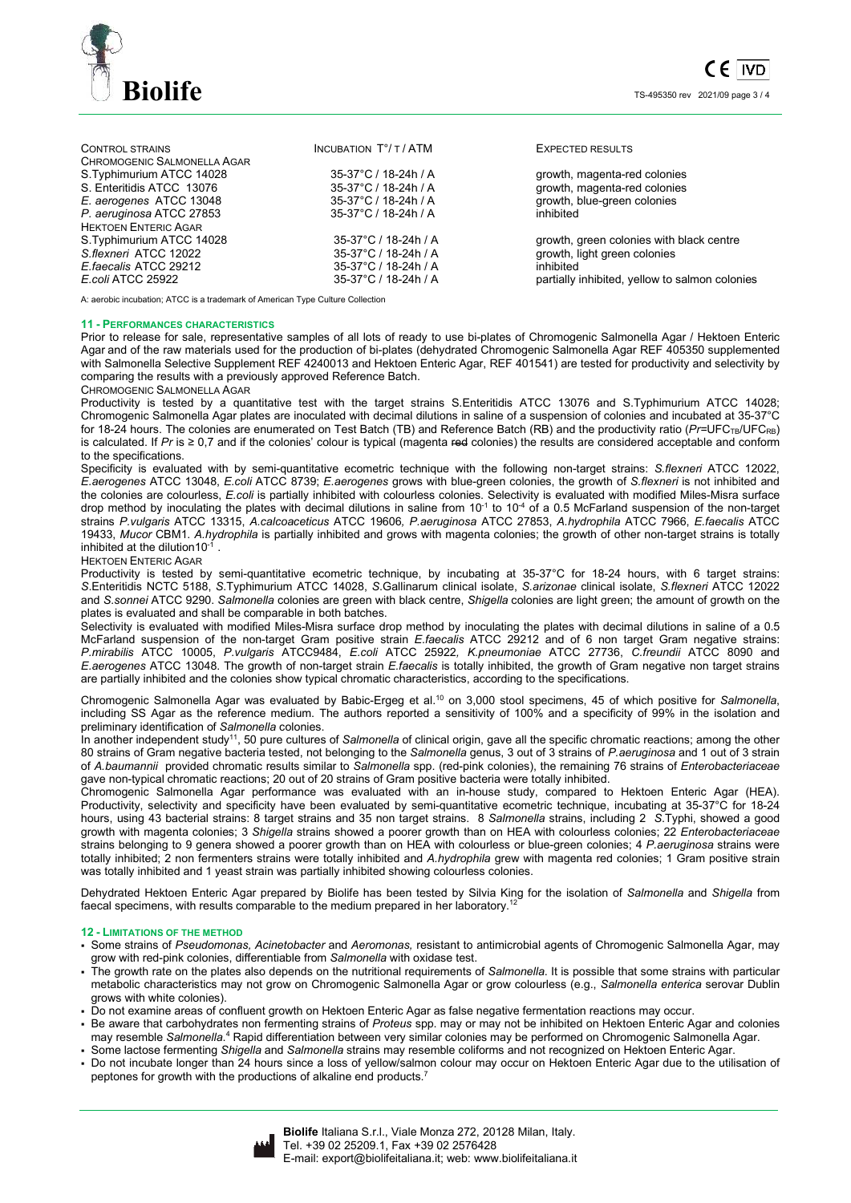| CONTROL STRAINS | INCUBATION T°/ T / ATM | EXPECTED RESULTS |
|---|---|---|
| CHROMOGENIC SALMONELLA AGAR | | |
| S.Typhimurium ATCC 14028 | 35-37°C / 18-24h / A | growth, magenta-red colonies |
| S. Enteritidis ATCC 13076 | 35-37°C / 18-24h / A | growth, magenta-red colonies |
| *E. aerogenes* ATCC 13048 | 35-37°C / 18-24h / A | growth, blue-green colonies |
| *P. aeruginosa* ATCC 27853 | 35-37°C / 18-24h / A | inhibited |
| HEKTOEN ENTERIC AGAR | | |
| S.Typhimurium ATCC 14028 | 35-37°C / 18-24h / A | growth, green colonies with black centre |
| *S.flexneri* ATCC 12022 | 35-37°C / 18-24h / A | growth, light green colonies |
| *E.faecalis* ATCC 29212 | 35-37°C / 18-24h / A | inhibited |
| *E.coli* ATCC 25922 | 35-37°C / 18-24h / A | partially inhibited, yellow to salmon colonies |

A: aerobic incubation; ATCC is a trademark of American Type Culture Collection

## 11 - PERFORMANCES CHARACTERISTICS

Prior to release for sale, representative samples of all lots of ready to use bi-plates of Chromogenic Salmonella Agar / Hektoen Enteric Agar and of the raw materials used for the production of bi-plates (dehydrated Chromogenic Salmonella Agar REF 405350 supplemented with Salmonella Selective Supplement REF 4240013 and Hektoen Enteric Agar, REF 401541) are tested for productivity and selectivity by comparing the results with a previously approved Reference Batch.

CHROMOGENIC SALMONELLA AGAR

Productivity is tested by a quantitative test with the target strains S.Enteritidis ATCC 13076 and S.Typhimurium ATCC 14028; Chromogenic Salmonella Agar plates are inoculated with decimal dilutions in saline of a suspension of colonies and incubated at 35-37°C for 18-24 hours. The colonies are enumerated on Test Batch (TB) and Reference Batch (RB) and the productivity ratio ($Pr$=$UFC_{TB}$/$UFC_{RB}$) is calculated. If $Pr$ is ≥ 0,7 and if the colonies' colour is typical (magenta ~~red~~ colonies) the results are considered acceptable and conform to the specifications.

Specificity is evaluated with by semi-quantitative ecometric technique with the following non-target strains: *S.flexneri* ATCC 12022, *E.aerogenes* ATCC 13048, *E.coli* ATCC 8739; *E.aerogenes* grows with blue-green colonies, the growth of *S.flexneri* is not inhibited and the colonies are colourless, *E.coli* is partially inhibited with colourless colonies. Selectivity is evaluated with modified Miles-Misra surface drop method by inoculating the plates with decimal dilutions in saline from $10^{-1}$ to $10^{-4}$ of a 0.5 McFarland suspension of the non-target strains *P.vulgaris* ATCC 13315, *A.calcoaceticus* ATCC 19606, *P.aeruginosa* ATCC 27853, *A.hydrophila* ATCC 7966, *E.faecalis* ATCC 19433, *Mucor* CBM1. *A.hydrophila* is partially inhibited and grows with magenta colonies; the growth of other non-target strains is totally inhibited at the dilution$10^{-1}$ .

HEKTOEN ENTERIC AGAR

Productivity is tested by semi-quantitative ecometric technique, by incubating at 35-37°C for 18-24 hours, with 6 target strains: *S*.Enteritidis NCTC 5188, *S*.Typhimurium ATCC 14028, *S*.Gallinarum clinical isolate, *S.arizonae* clinical isolate, *S.flexneri* ATCC 12022 and *S.sonnei* ATCC 9290. *Salmonella* colonies are green with black centre, *Shigella* colonies are light green; the amount of growth on the plates is evaluated and shall be comparable in both batches.

Selectivity is evaluated with modified Miles-Misra surface drop method by inoculating the plates with decimal dilutions in saline of a 0.5 McFarland suspension of the non-target Gram positive strain *E.faecalis* ATCC 29212 and of 6 non target Gram negative strains: *P.mirabilis* ATCC 10005, *P.vulgaris* ATCC9484, *E.coli* ATCC 25922, *K.pneumoniae* ATCC 27736, *C.freundii* ATCC 8090 and *E.aerogenes* ATCC 13048. The growth of non-target strain *E.faecalis* is totally inhibited, the growth of Gram negative non target strains are partially inhibited and the colonies show typical chromatic characteristics, according to the specifications.

Chromogenic Salmonella Agar was evaluated by Babic-Ergeg et al.[10] on 3,000 stool specimens, 45 of which positive for *Salmonella*, including SS Agar as the reference medium. The authors reported a sensitivity of 100% and a specificity of 99% in the isolation and preliminary identification of *Salmonella* colonies.

In another independent study[11], 50 pure cultures of *Salmonella* of clinical origin, gave all the specific chromatic reactions; among the other 80 strains of Gram negative bacteria tested, not belonging to the *Salmonella* genus, 3 out of 3 strains of *P.aeruginosa* and 1 out of 3 strain of *A.baumannii* provided chromatic results similar to *Salmonella* spp. (red-pink colonies), the remaining 76 strains of *Enterobacteriaceae* gave non-typical chromatic reactions; 20 out of 20 strains of Gram positive bacteria were totally inhibited.

Chromogenic Salmonella Agar performance was evaluated with an in-house study, compared to Hektoen Enteric Agar (HEA). Productivity, selectivity and specificity have been evaluated by semi-quantitative ecometric technique, incubating at 35-37°C for 18-24 hours, using 43 bacterial strains: 8 target strains and 35 non target strains. 8 *Salmonella* strains, including 2 *S*.Typhi, showed a good growth with magenta colonies; 3 *Shigella* strains showed a poorer growth than on HEA with colourless colonies; 22 *Enterobacteriaceae* strains belonging to 9 genera showed a poorer growth than on HEA with colourless or blue-green colonies; 4 *P.aeruginosa* strains were totally inhibited; 2 non fermenters strains were totally inhibited and *A.hydrophila* grew with magenta red colonies; 1 Gram positive strain was totally inhibited and 1 yeast strain was partially inhibited showing colourless colonies.

Dehydrated Hektoen Enteric Agar prepared by Biolife has been tested by Silvia King for the isolation of *Salmonella* and *Shigella* from faecal specimens, with results comparable to the medium prepared in her laboratory.[12]

## 12 - LIMITATIONS OF THE METHOD

- Some strains of *Pseudomonas, Acinetobacter* and *Aeromonas,* resistant to antimicrobial agents of Chromogenic Salmonella Agar, may grow with red-pink colonies, differentiable from *Salmonella* with oxidase test.
- The growth rate on the plates also depends on the nutritional requirements of *Salmonella*. It is possible that some strains with particular metabolic characteristics may not grow on Chromogenic Salmonella Agar or grow colourless (e.g., *Salmonella enterica* serovar Dublin grows with white colonies).
- Do not examine areas of confluent growth on Hektoen Enteric Agar as false negative fermentation reactions may occur.
- Be aware that carbohydrates non fermenting strains of *Proteus* spp. may or may not be inhibited on Hektoen Enteric Agar and colonies may resemble *Salmonella*.[4] Rapid differentiation between very similar colonies may be performed on Chromogenic Salmonella Agar.
- Some lactose fermenting *Shigella* and *Salmonella* strains may resemble coliforms and not recognized on Hektoen Enteric Agar.
- Do not incubate longer than 24 hours since a loss of yellow/salmon colour may occur on Hektoen Enteric Agar due to the utilisation of peptones for growth with the productions of alkaline end products.[7]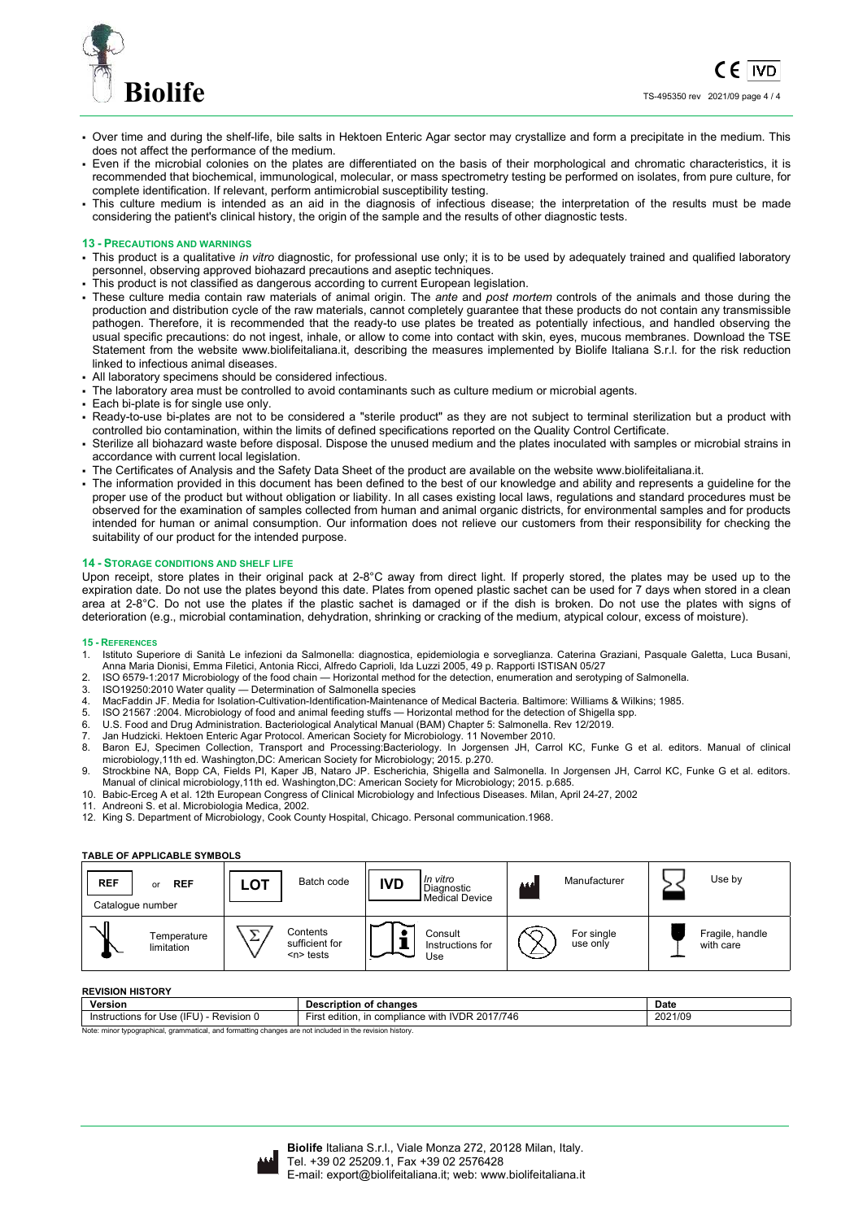- Over time and during the shelf-life, bile salts in Hektoen Enteric Agar sector may crystallize and form a precipitate in the medium. This does not affect the performance of the medium.
- Even if the microbial colonies on the plates are differentiated on the basis of their morphological and chromatic characteristics, it is recommended that biochemical, immunological, molecular, or mass spectrometry testing be performed on isolates, from pure culture, for complete identification. If relevant, perform antimicrobial susceptibility testing.
- This culture medium is intended as an aid in the diagnosis of infectious disease; the interpretation of the results must be made considering the patient's clinical history, the origin of the sample and the results of other diagnostic tests.

## 13 - PRECAUTIONS AND WARNINGS

- This product is a qualitative *in vitro* diagnostic, for professional use only; it is to be used by adequately trained and qualified laboratory personnel, observing approved biohazard precautions and aseptic techniques.
- This product is not classified as dangerous according to current European legislation.
- These culture media contain raw materials of animal origin. The *ante* and *post mortem* controls of the animals and those during the production and distribution cycle of the raw materials, cannot completely guarantee that these products do not contain any transmissible pathogen. Therefore, it is recommended that the ready-to use plates be treated as potentially infectious, and handled observing the usual specific precautions: do not ingest, inhale, or allow to come into contact with skin, eyes, mucous membranes. Download the TSE Statement from the website www.biolifeitaliana.it, describing the measures implemented by Biolife Italiana S.r.l. for the risk reduction linked to infectious animal diseases.
- All laboratory specimens should be considered infectious.
- The laboratory area must be controlled to avoid contaminants such as culture medium or microbial agents.
- Each bi-plate is for single use only.
- Ready-to-use bi-plates are not to be considered a "sterile product" as they are not subject to terminal sterilization but a product with controlled bio contamination, within the limits of defined specifications reported on the Quality Control Certificate.
- Sterilize all biohazard waste before disposal. Dispose the unused medium and the plates inoculated with samples or microbial strains in accordance with current local legislation.
- The Certificates of Analysis and the Safety Data Sheet of the product are available on the website www.biolifeitaliana.it.
- The information provided in this document has been defined to the best of our knowledge and ability and represents a guideline for the proper use of the product but without obligation or liability. In all cases existing local laws, regulations and standard procedures must be observed for the examination of samples collected from human and animal organic districts, for environmental samples and for products intended for human or animal consumption. Our information does not relieve our customers from their responsibility for checking the suitability of our product for the intended purpose.

## 14 - STORAGE CONDITIONS AND SHELF LIFE

Upon receipt, store plates in their original pack at 2-8°C away from direct light. If properly stored, the plates may be used up to the expiration date. Do not use the plates beyond this date. Plates from opened plastic sachet can be used for 7 days when stored in a clean area at 2-8°C. Do not use the plates if the plastic sachet is damaged or if the dish is broken. Do not use the plates with signs of deterioration (e.g., microbial contamination, dehydration, shrinking or cracking of the medium, atypical colour, excess of moisture).

## 15 - REFERENCES

1. Istituto Superiore di Sanità Le infezioni da Salmonella: diagnostica, epidemiologia e sorveglianza. Caterina Graziani, Pasquale Galetta, Luca Busani, Anna Maria Dionisi, Emma Filetici, Antonia Ricci, Alfredo Caprioli, Ida Luzzi 2005, 49 p. Rapporti ISTISAN 05/27
2. ISO 6579-1:2017 Microbiology of the food chain — Horizontal method for the detection, enumeration and serotyping of Salmonella.
3. ISO19250:2010 Water quality — Determination of Salmonella species
4. MacFaddin JF. Media for Isolation-Cultivation-Identification-Maintenance of Medical Bacteria. Baltimore: Williams & Wilkins; 1985.
5. ISO 21567 :2004. Microbiology of food and animal feeding stuffs — Horizontal method for the detection of Shigella spp.
6. U.S. Food and Drug Administration. Bacteriological Analytical Manual (BAM) Chapter 5: Salmonella. Rev 12/2019.
7. Jan Hudzicki. Hektoen Enteric Agar Protocol. American Society for Microbiology. 11 November 2010.
8. Baron EJ, Specimen Collection, Transport and Processing:Bacteriology. In Jorgensen JH, Carrol KC, Funke G et al. editors. Manual of clinical microbiology,11th ed. Washington,DC: American Society for Microbiology; 2015. p.270.
9. Strockbine NA, Bopp CA, Fields PI, Kaper JB, Nataro JP. Escherichia, Shigella and Salmonella. In Jorgensen JH, Carrol KC, Funke G et al. editors. Manual of clinical microbiology,11th ed. Washington,DC: American Society for Microbiology; 2015. p.685.
10. Babic-Erceg A et al. 12th European Congress of Clinical Microbiology and Infectious Diseases. Milan, April 24-27, 2002
11. Andreoni S. et al. Microbiologia Medica, 2002.
12. King S. Department of Microbiology, Cook County Hospital, Chicago. Personal communication.1968.

**TABLE OF APPLICABLE SYMBOLS**

| | | | | |
|---|---|---|---|---|
| REF or REF Catalogue number | LOT Batch code | IVD In vitro Diagnostic Medical Device | Manufacturer | Use by |
| Temperature limitation | Contents sufficient for <n> tests | Consult Instructions for Use | For single use only | Fragile, handle with care |

**REVISION HISTORY**

| Version | Description of changes | Date |
|---|---|---|
| Instructions for Use (IFU) - Revision 0 | First edition, in compliance with IVDR 2017/746 | 2021/09 |

Note: minor typographical, grammatical, and formatting changes are not included in the revision history.

**Biolife** Italiana S.r.l., Viale Monza 272, 20128 Milan, Italy.
Tel. +39 02 25209.1, Fax +39 02 2576428
E-mail: export@biolifeitaliana.it; web: www.biolifeitaliana.it